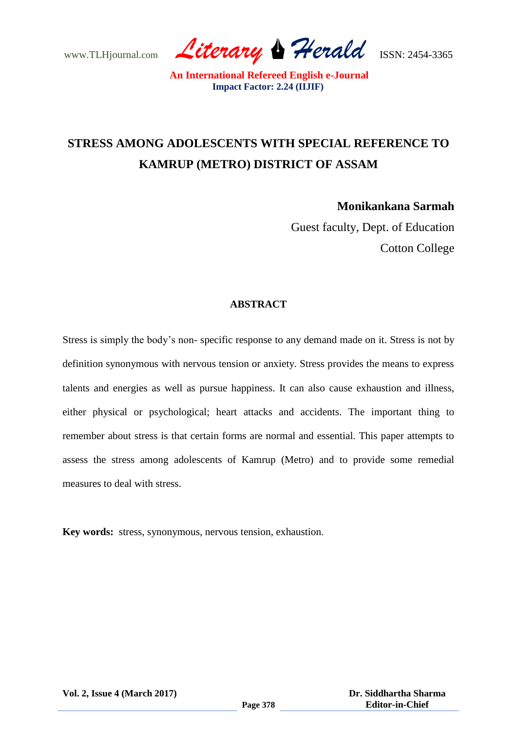# STRESS AMONG ADOLESCENTS WITH SPECIAL REFERENCE TO KAMRUP (METRO) DISTRICT OF ASSAM

**Monikankana Sarmah**

Guest faculty, Dept. of Education

Cotton College

## ABSTRACT

Stress is simply the body's non- specific response to any demand made on it. Stress is not by definition synonymous with nervous tension or anxiety. Stress provides the means to express talents and energies as well as pursue happiness. It can also cause exhaustion and illness, either physical or psychological; heart attacks and accidents. The important thing to remember about stress is that certain forms are normal and essential. This paper attempts to assess the stress among adolescents of Kamrup (Metro) and to provide some remedial measures to deal with stress.

**Key words:** stress, synonymous, nervous tension, exhaustion.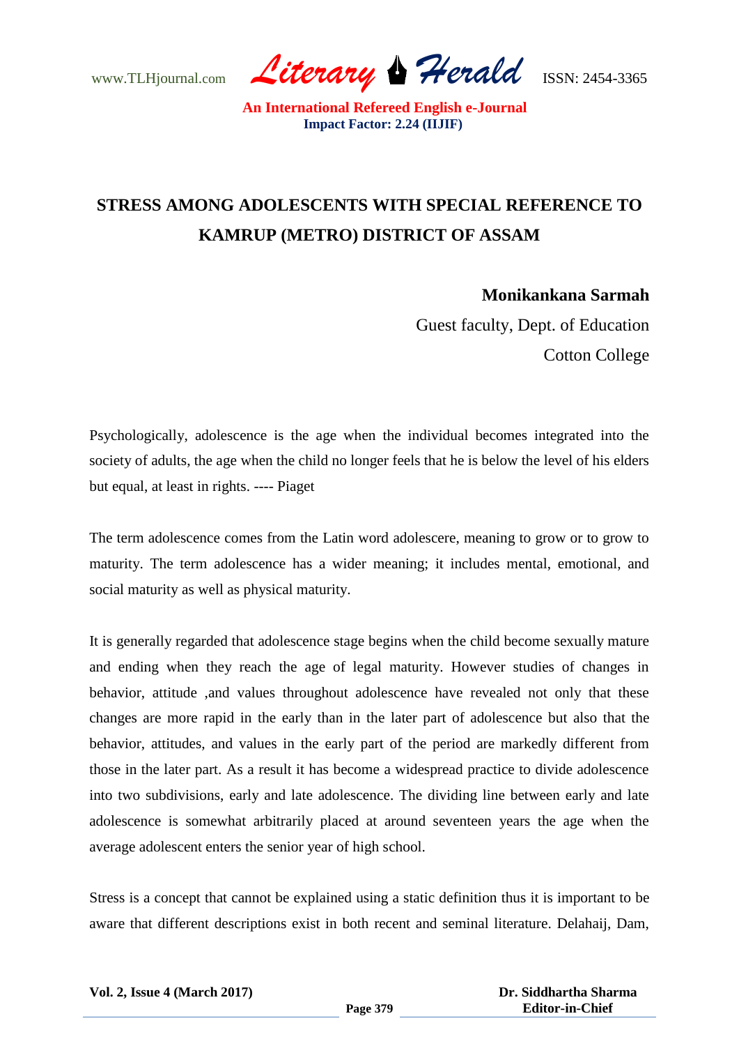# STRESS AMONG ADOLESCENTS WITH SPECIAL REFERENCE TO KAMRUP (METRO) DISTRICT OF ASSAM

**Monikankana Sarmah**
Guest faculty, Dept. of Education
Cotton College

Psychologically, adolescence is the age when the individual becomes integrated into the society of adults, the age when the child no longer feels that he is below the level of his elders but equal, at least in rights. ---- Piaget

The term adolescence comes from the Latin word adolescere, meaning to grow or to grow to maturity. The term adolescence has a wider meaning; it includes mental, emotional, and social maturity as well as physical maturity.

It is generally regarded that adolescence stage begins when the child become sexually mature and ending when they reach the age of legal maturity. However studies of changes in behavior, attitude ,and values throughout adolescence have revealed not only that these changes are more rapid in the early than in the later part of adolescence but also that the behavior, attitudes, and values in the early part of the period are markedly different from those in the later part. As a result it has become a widespread practice to divide adolescence into two subdivisions, early and late adolescence. The dividing line between early and late adolescence is somewhat arbitrarily placed at around seventeen years the age when the average adolescent enters the senior year of high school.

Stress is a concept that cannot be explained using a static definition thus it is important to be aware that different descriptions exist in both recent and seminal literature. Delahaij, Dam,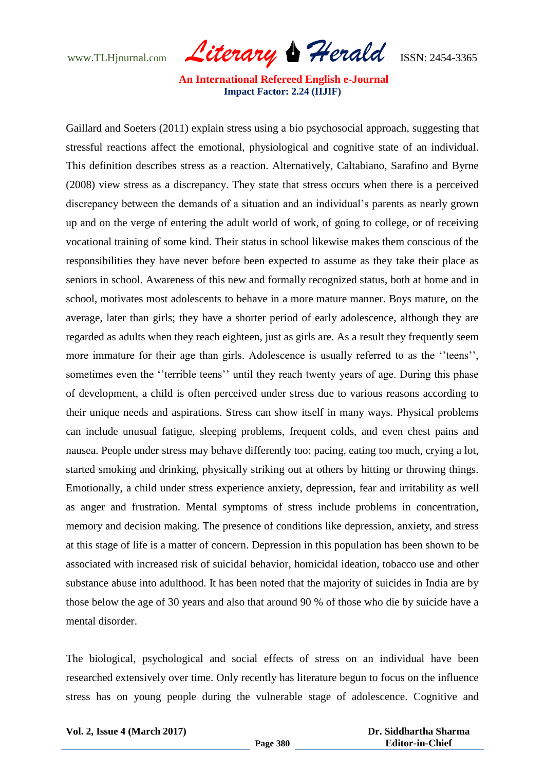Gaillard and Soeters (2011) explain stress using a bio psychosocial approach, suggesting that stressful reactions affect the emotional, physiological and cognitive state of an individual. This definition describes stress as a reaction. Alternatively, Caltabiano, Sarafino and Byrne (2008) view stress as a discrepancy. They state that stress occurs when there is a perceived discrepancy between the demands of a situation and an individual's parents as nearly grown up and on the verge of entering the adult world of work, of going to college, or of receiving vocational training of some kind. Their status in school likewise makes them conscious of the responsibilities they have never before been expected to assume as they take their place as seniors in school. Awareness of this new and formally recognized status, both at home and in school, motivates most adolescents to behave in a more mature manner. Boys mature, on the average, later than girls; they have a shorter period of early adolescence, although they are regarded as adults when they reach eighteen, just as girls are. As a result they frequently seem more immature for their age than girls. Adolescence is usually referred to as the ''teens'', sometimes even the ''terrible teens'' until they reach twenty years of age. During this phase of development, a child is often perceived under stress due to various reasons according to their unique needs and aspirations. Stress can show itself in many ways. Physical problems can include unusual fatigue, sleeping problems, frequent colds, and even chest pains and nausea. People under stress may behave differently too: pacing, eating too much, crying a lot, started smoking and drinking, physically striking out at others by hitting or throwing things. Emotionally, a child under stress experience anxiety, depression, fear and irritability as well as anger and frustration. Mental symptoms of stress include problems in concentration, memory and decision making. The presence of conditions like depression, anxiety, and stress at this stage of life is a matter of concern. Depression in this population has been shown to be associated with increased risk of suicidal behavior, homicidal ideation, tobacco use and other substance abuse into adulthood. It has been noted that the majority of suicides in India are by those below the age of 30 years and also that around 90 % of those who die by suicide have a mental disorder.

The biological, psychological and social effects of stress on an individual have been researched extensively over time. Only recently has literature begun to focus on the influence stress has on young people during the vulnerable stage of adolescence. Cognitive and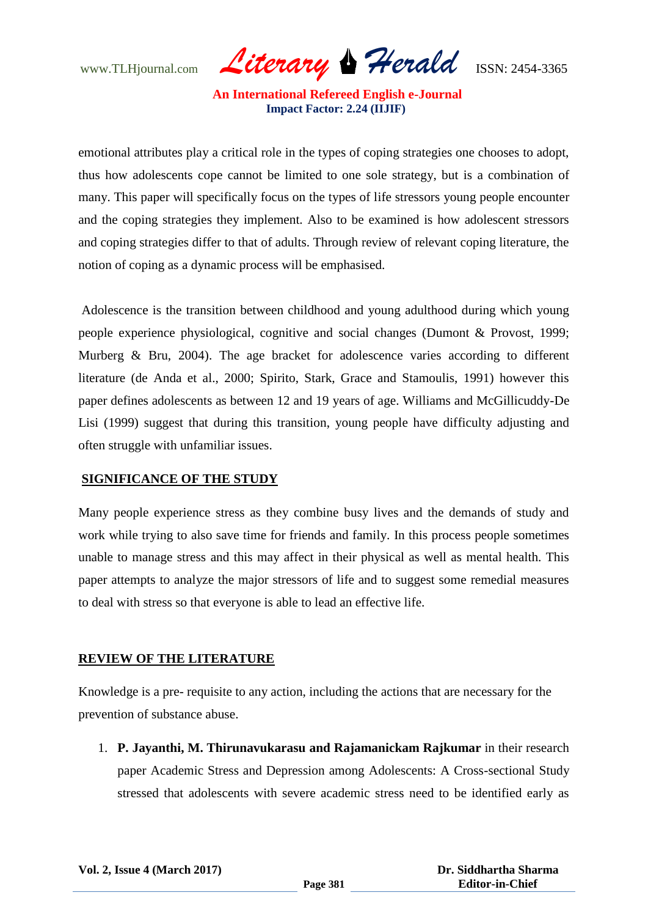emotional attributes play a critical role in the types of coping strategies one chooses to adopt, thus how adolescents cope cannot be limited to one sole strategy, but is a combination of many. This paper will specifically focus on the types of life stressors young people encounter and the coping strategies they implement. Also to be examined is how adolescent stressors and coping strategies differ to that of adults. Through review of relevant coping literature, the notion of coping as a dynamic process will be emphasised.

Adolescence is the transition between childhood and young adulthood during which young people experience physiological, cognitive and social changes (Dumont & Provost, 1999; Murberg & Bru, 2004). The age bracket for adolescence varies according to different literature (de Anda et al., 2000; Spirito, Stark, Grace and Stamoulis, 1991) however this paper defines adolescents as between 12 and 19 years of age. Williams and McGillicuddy-De Lisi (1999) suggest that during this transition, young people have difficulty adjusting and often struggle with unfamiliar issues.

## SIGNIFICANCE OF THE STUDY

Many people experience stress as they combine busy lives and the demands of study and work while trying to also save time for friends and family. In this process people sometimes unable to manage stress and this may affect in their physical as well as mental health. This paper attempts to analyze the major stressors of life and to suggest some remedial measures to deal with stress so that everyone is able to lead an effective life.

## REVIEW OF THE LITERATURE

Knowledge is a pre- requisite to any action, including the actions that are necessary for the prevention of substance abuse.

1. **P. Jayanthi, M. Thirunavukarasu and Rajamanickam Rajkumar** in their research paper Academic Stress and Depression among Adolescents: A Cross-sectional Study stressed that adolescents with severe academic stress need to be identified early as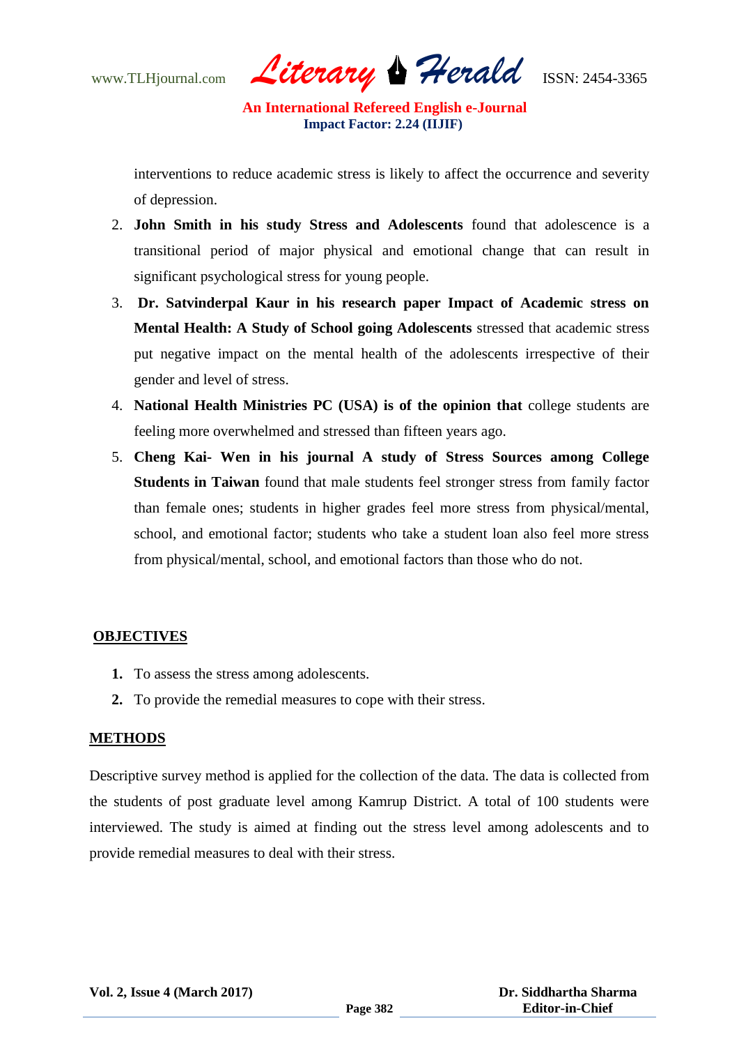interventions to reduce academic stress is likely to affect the occurrence and severity of depression.

2. **John Smith in his study Stress and Adolescents** found that adolescence is a transitional period of major physical and emotional change that can result in significant psychological stress for young people.
3. **Dr. Satvinderpal Kaur in his research paper Impact of Academic stress on Mental Health: A Study of School going Adolescents** stressed that academic stress put negative impact on the mental health of the adolescents irrespective of their gender and level of stress.
4. **National Health Ministries PC (USA) is of the opinion that** college students are feeling more overwhelmed and stressed than fifteen years ago.
5. **Cheng Kai- Wen in his journal A study of Stress Sources among College Students in Taiwan** found that male students feel stronger stress from family factor than female ones; students in higher grades feel more stress from physical/mental, school, and emotional factor; students who take a student loan also feel more stress from physical/mental, school, and emotional factors than those who do not.

## OBJECTIVES

1. To assess the stress among adolescents.
2. To provide the remedial measures to cope with their stress.

## METHODS

Descriptive survey method is applied for the collection of the data. The data is collected from the students of post graduate level among Kamrup District. A total of 100 students were interviewed. The study is aimed at finding out the stress level among adolescents and to provide remedial measures to deal with their stress.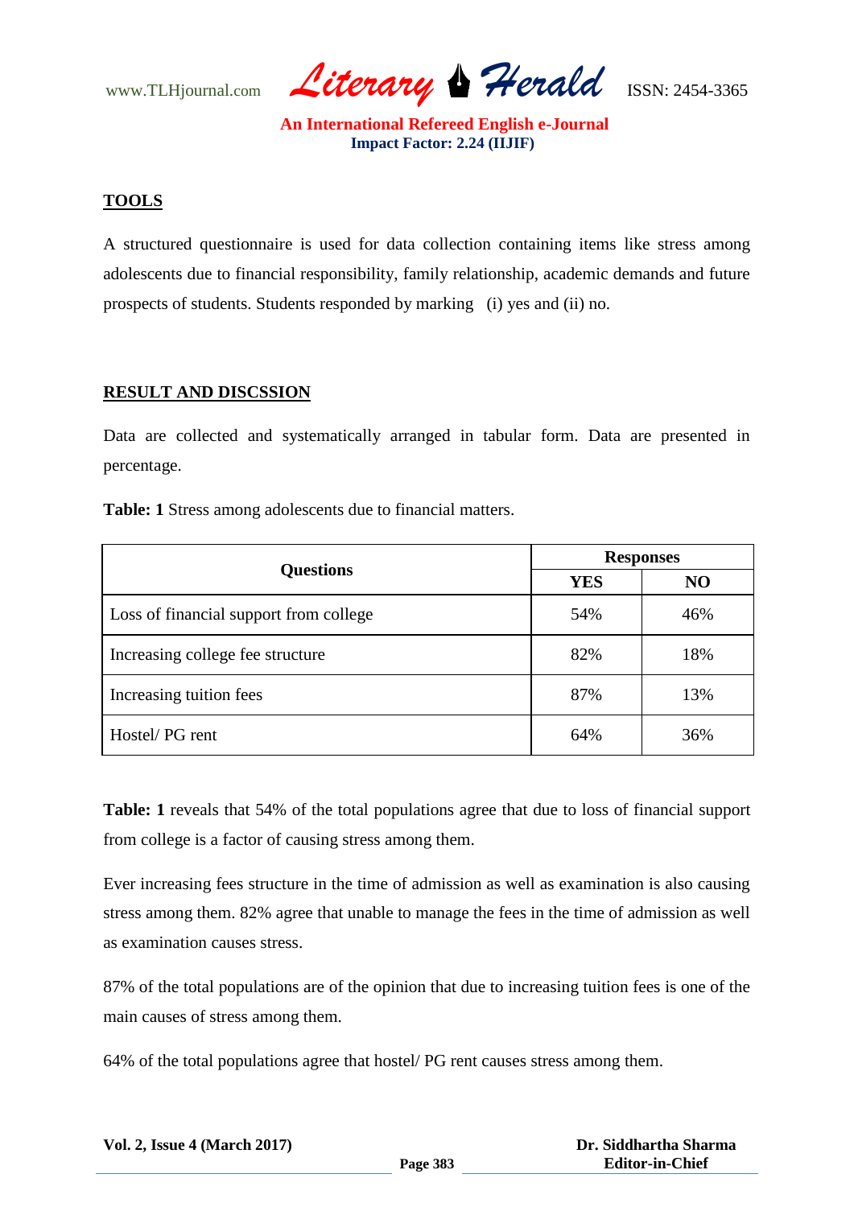## TOOLS

A structured questionnaire is used for data collection containing items like stress among adolescents due to financial responsibility, family relationship, academic demands and future prospects of students. Students responded by marking (i) yes and (ii) no.

## RESULT AND DISCSSION

Data are collected and systematically arranged in tabular form. Data are presented in percentage.

**Table: 1** Stress among adolescents due to financial matters.

| Questions | Responses | |
|---|---|---|
| | **YES** | **NO** |
| Loss of financial support from college | 54% | 46% |
| Increasing college fee structure | 82% | 18% |
| Increasing tuition fees | 87% | 13% |
| Hostel/ PG rent | 64% | 36% |

**Table: 1** reveals that 54% of the total populations agree that due to loss of financial support from college is a factor of causing stress among them.

Ever increasing fees structure in the time of admission as well as examination is also causing stress among them. 82% agree that unable to manage the fees in the time of admission as well as examination causes stress.

87% of the total populations are of the opinion that due to increasing tuition fees is one of the main causes of stress among them.

64% of the total populations agree that hostel/ PG rent causes stress among them.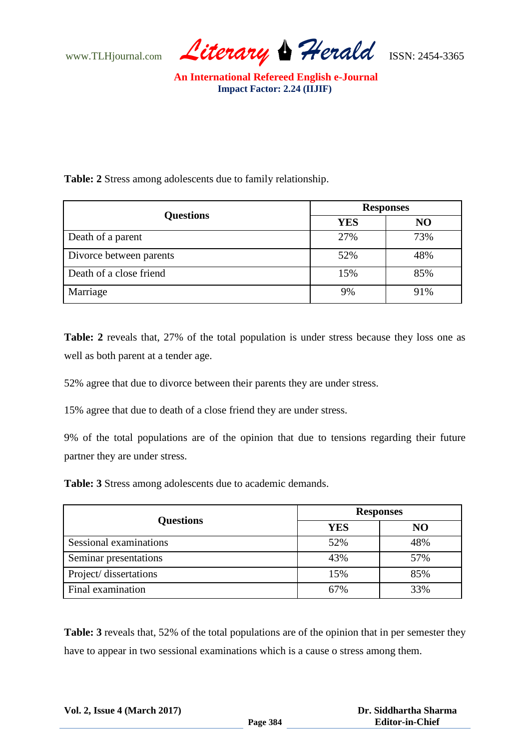**Table: 2** Stress among adolescents due to family relationship.

| Questions | Responses | |
|---|---|---|
| | **YES** | **NO** |
| Death of a parent | 27% | 73% |
| Divorce between parents | 52% | 48% |
| Death of a close friend | 15% | 85% |
| Marriage | 9% | 91% |

**Table: 2** reveals that, 27% of the total population is under stress because they loss one as well as both parent at a tender age.

52% agree that due to divorce between their parents they are under stress.

15% agree that due to death of a close friend they are under stress.

9% of the total populations are of the opinion that due to tensions regarding their future partner they are under stress.

**Table: 3** Stress among adolescents due to academic demands.

| Questions | Responses | |
|---|---|---|
| | **YES** | **NO** |
| Sessional examinations | 52% | 48% |
| Seminar presentations | 43% | 57% |
| Project/ dissertations | 15% | 85% |
| Final examination | 67% | 33% |

**Table: 3** reveals that, 52% of the total populations are of the opinion that in per semester they have to appear in two sessional examinations which is a cause o stress among them.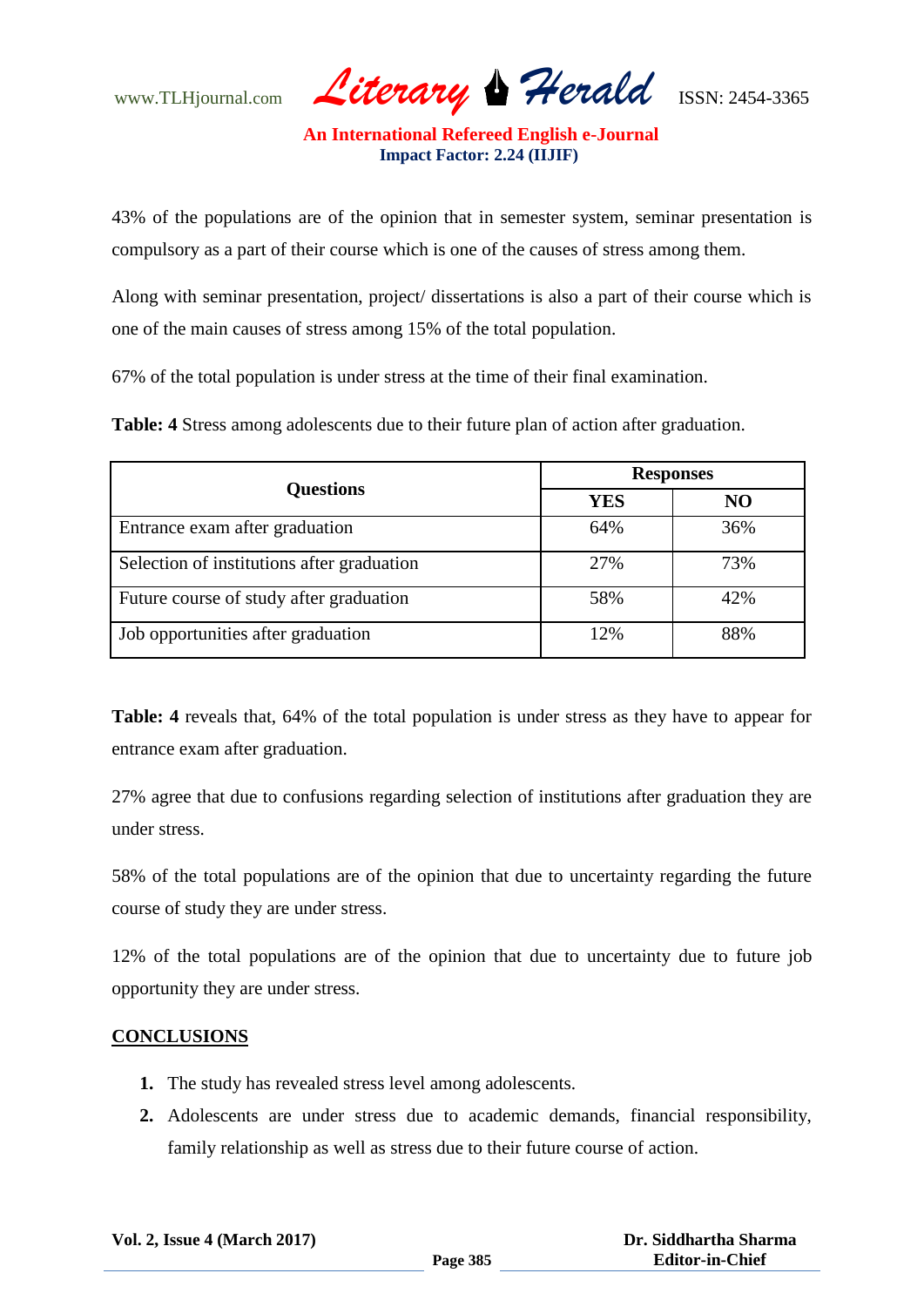43% of the populations are of the opinion that in semester system, seminar presentation is compulsory as a part of their course which is one of the causes of stress among them.

Along with seminar presentation, project/ dissertations is also a part of their course which is one of the main causes of stress among 15% of the total population.

67% of the total population is under stress at the time of their final examination.

**Table: 4** Stress among adolescents due to their future plan of action after graduation.

| Questions | Responses | |
|---|---|---|
| | **YES** | **NO** |
| Entrance exam after graduation | 64% | 36% |
| Selection of institutions after graduation | 27% | 73% |
| Future course of study after graduation | 58% | 42% |
| Job opportunities after graduation | 12% | 88% |

**Table: 4** reveals that, 64% of the total population is under stress as they have to appear for entrance exam after graduation.

27% agree that due to confusions regarding selection of institutions after graduation they are under stress.

58% of the total populations are of the opinion that due to uncertainty regarding the future course of study they are under stress.

12% of the total populations are of the opinion that due to uncertainty due to future job opportunity they are under stress.

## CONCLUSIONS

1. The study has revealed stress level among adolescents.
2. Adolescents are under stress due to academic demands, financial responsibility, family relationship as well as stress due to their future course of action.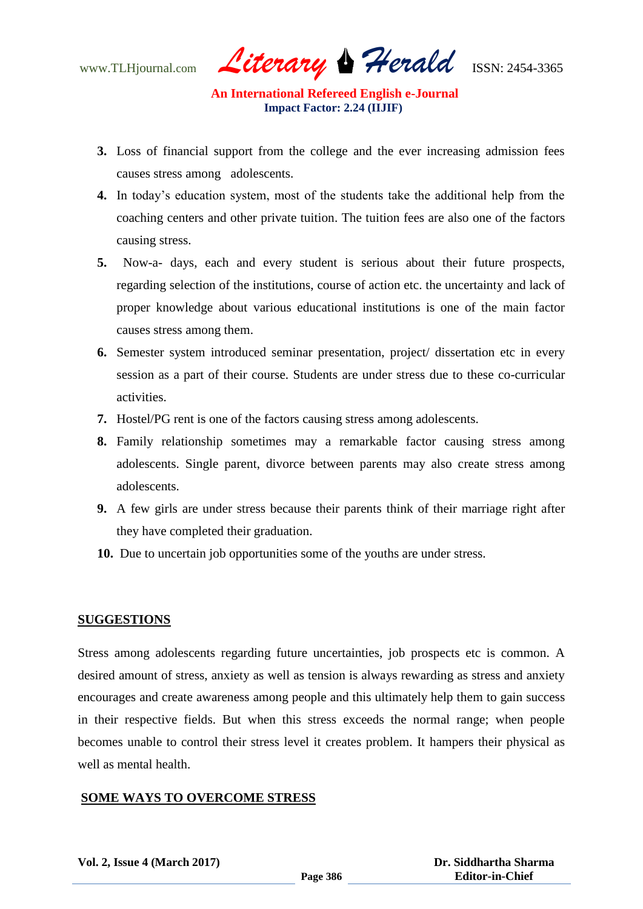3. Loss of financial support from the college and the ever increasing admission fees causes stress among adolescents.
4. In today's education system, most of the students take the additional help from the coaching centers and other private tuition. The tuition fees are also one of the factors causing stress.
5. Now-a- days, each and every student is serious about their future prospects, regarding selection of the institutions, course of action etc. the uncertainty and lack of proper knowledge about various educational institutions is one of the main factor causes stress among them.
6. Semester system introduced seminar presentation, project/ dissertation etc in every session as a part of their course. Students are under stress due to these co-curricular activities.
7. Hostel/PG rent is one of the factors causing stress among adolescents.
8. Family relationship sometimes may a remarkable factor causing stress among adolescents. Single parent, divorce between parents may also create stress among adolescents.
9. A few girls are under stress because their parents think of their marriage right after they have completed their graduation.
10. Due to uncertain job opportunities some of the youths are under stress.

## SUGGESTIONS

Stress among adolescents regarding future uncertainties, job prospects etc is common. A desired amount of stress, anxiety as well as tension is always rewarding as stress and anxiety encourages and create awareness among people and this ultimately help them to gain success in their respective fields. But when this stress exceeds the normal range; when people becomes unable to control their stress level it creates problem. It hampers their physical as well as mental health.

## SOME WAYS TO OVERCOME STRESS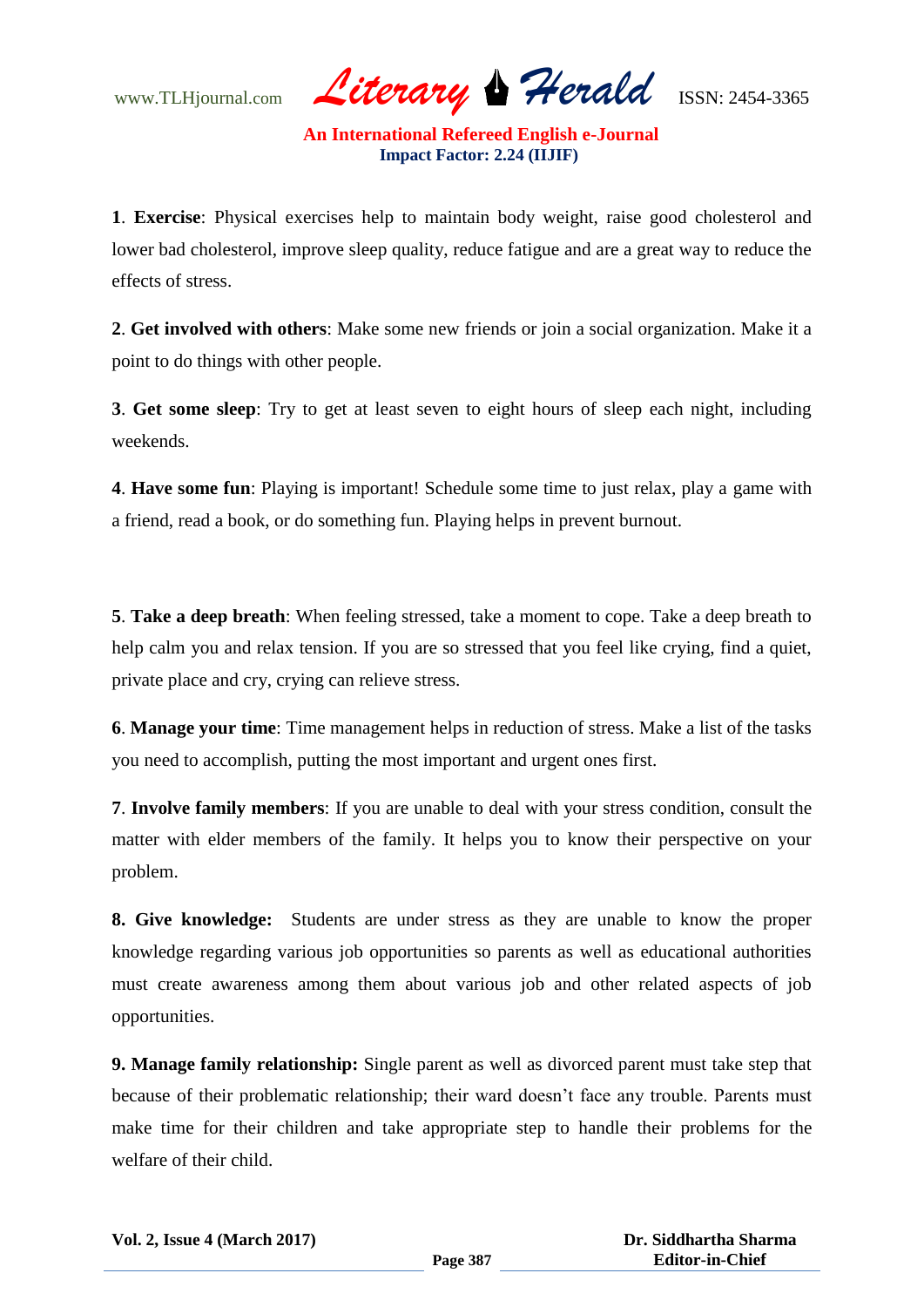**1**. **Exercise**: Physical exercises help to maintain body weight, raise good cholesterol and lower bad cholesterol, improve sleep quality, reduce fatigue and are a great way to reduce the effects of stress.

**2**. **Get involved with others**: Make some new friends or join a social organization. Make it a point to do things with other people.

**3**. **Get some sleep**: Try to get at least seven to eight hours of sleep each night, including weekends.

**4**. **Have some fun**: Playing is important! Schedule some time to just relax, play a game with a friend, read a book, or do something fun. Playing helps in prevent burnout.

**5**. **Take a deep breath**: When feeling stressed, take a moment to cope. Take a deep breath to help calm you and relax tension. If you are so stressed that you feel like crying, find a quiet, private place and cry, crying can relieve stress.

**6**. **Manage your time**: Time management helps in reduction of stress. Make a list of the tasks you need to accomplish, putting the most important and urgent ones first.

**7**. **Involve family members**: If you are unable to deal with your stress condition, consult the matter with elder members of the family. It helps you to know their perspective on your problem.

**8. Give knowledge:** Students are under stress as they are unable to know the proper knowledge regarding various job opportunities so parents as well as educational authorities must create awareness among them about various job and other related aspects of job opportunities.

**9. Manage family relationship:** Single parent as well as divorced parent must take step that because of their problematic relationship; their ward doesn't face any trouble. Parents must make time for their children and take appropriate step to handle their problems for the welfare of their child.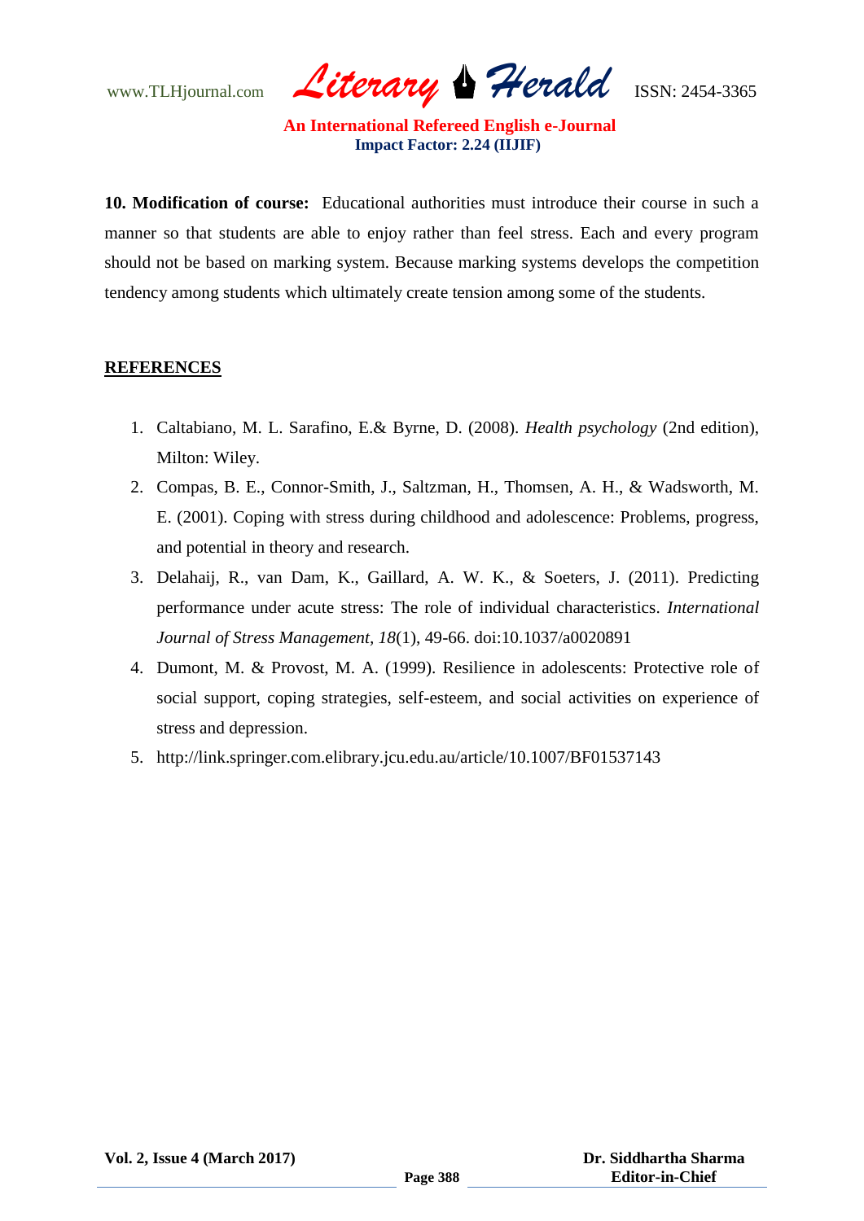**10. Modification of course:** Educational authorities must introduce their course in such a manner so that students are able to enjoy rather than feel stress. Each and every program should not be based on marking system. Because marking systems develops the competition tendency among students which ultimately create tension among some of the students.

## REFERENCES

1. Caltabiano, M. L. Sarafino, E.& Byrne, D. (2008). *Health psychology* (2nd edition), Milton: Wiley.
2. Compas, B. E., Connor-Smith, J., Saltzman, H., Thomsen, A. H., & Wadsworth, M. E. (2001). Coping with stress during childhood and adolescence: Problems, progress, and potential in theory and research.
3. Delahaij, R., van Dam, K., Gaillard, A. W. K., & Soeters, J. (2011). Predicting performance under acute stress: The role of individual characteristics. *International Journal of Stress Management, 18*(1), 49-66. doi:10.1037/a0020891
4. Dumont, M. & Provost, M. A. (1999). Resilience in adolescents: Protective role of social support, coping strategies, self-esteem, and social activities on experience of stress and depression.
5. http://link.springer.com.elibrary.jcu.edu.au/article/10.1007/BF01537143